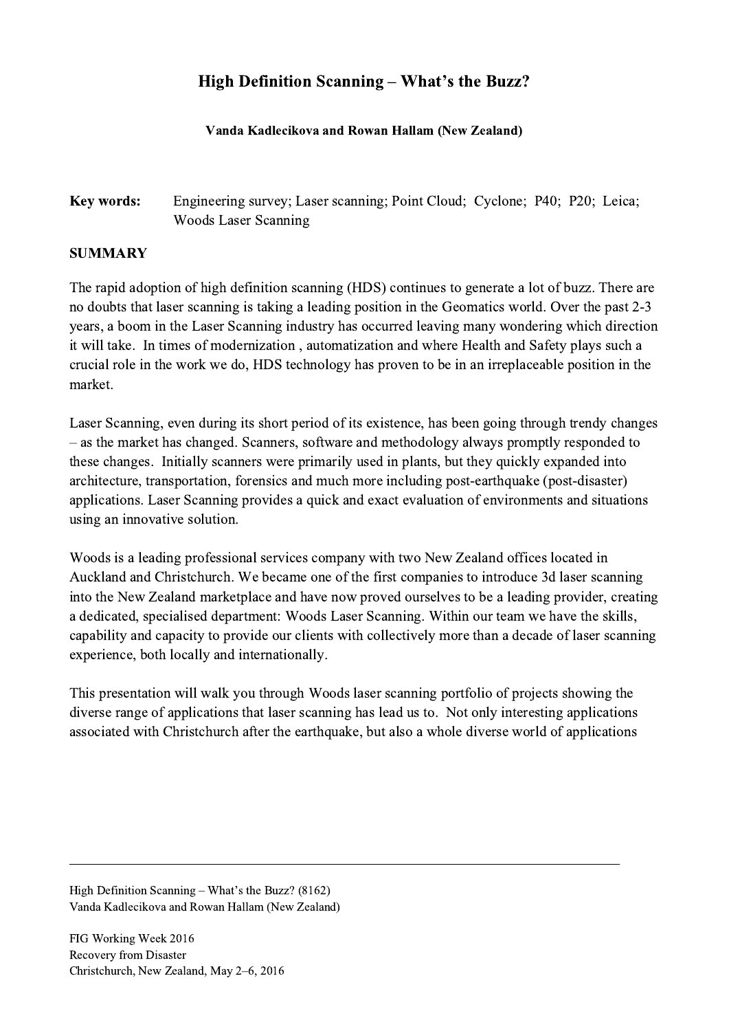# High Definition Scanning – What's the Buzz?

**Vanda Kadlecikova and Rowan Hallam (New Zealand)**

**Key words:** Engineering survey; Laser scanning; Point Cloud; Cyclone; P40; P20; Leica; Woods Laser Scanning

## SUMMARY

The rapid adoption of high definition scanning (HDS) continues to generate a lot of buzz. There are no doubts that laser scanning is taking a leading position in the Geomatics world. Over the past 2-3 years, a boom in the Laser Scanning industry has occurred leaving many wondering which direction it will take. In times of modernization , automatization and where Health and Safety plays such a crucial role in the work we do, HDS technology has proven to be in an irreplaceable position in the market.

Laser Scanning, even during its short period of its existence, has been going through trendy changes – as the market has changed. Scanners, software and methodology always promptly responded to these changes. Initially scanners were primarily used in plants, but they quickly expanded into architecture, transportation, forensics and much more including post-earthquake (post-disaster) applications. Laser Scanning provides a quick and exact evaluation of environments and situations using an innovative solution.

Woods is a leading professional services company with two New Zealand offices located in Auckland and Christchurch. We became one of the first companies to introduce 3d laser scanning into the New Zealand marketplace and have now proved ourselves to be a leading provider, creating a dedicated, specialised department: Woods Laser Scanning. Within our team we have the skills, capability and capacity to provide our clients with collectively more than a decade of laser scanning experience, both locally and internationally.

This presentation will walk you through Woods laser scanning portfolio of projects showing the diverse range of applications that laser scanning has lead us to. Not only interesting applications associated with Christchurch after the earthquake, but also a whole diverse world of applications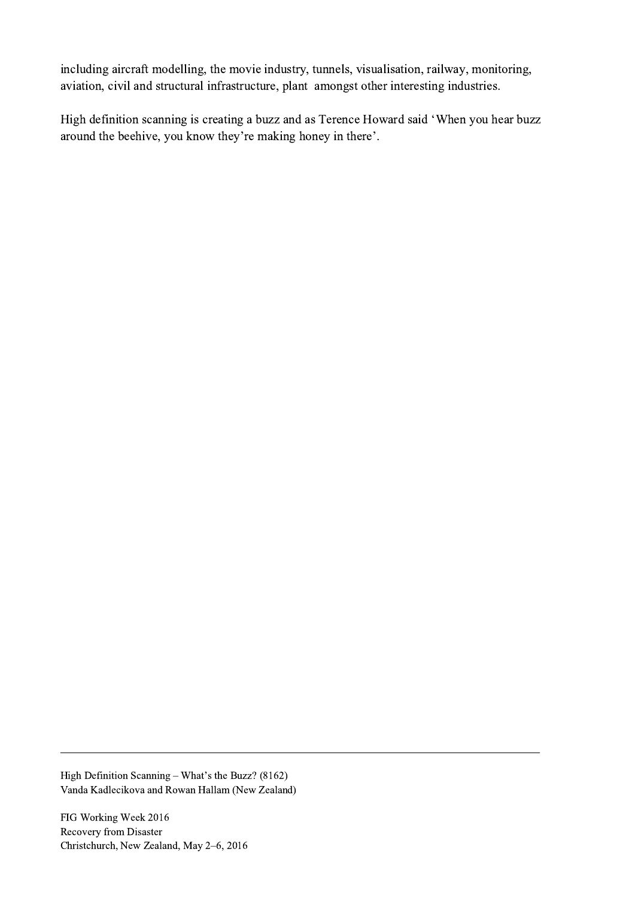including aircraft modelling, the movie industry, tunnels, visualisation, railway, monitoring, aviation, civil and structural infrastructure, plant amongst other interesting industries.

High definition scanning is creating a buzz and as Terence Howard said 'When you hear buzz around the beehive, you know they're making honey in there'.